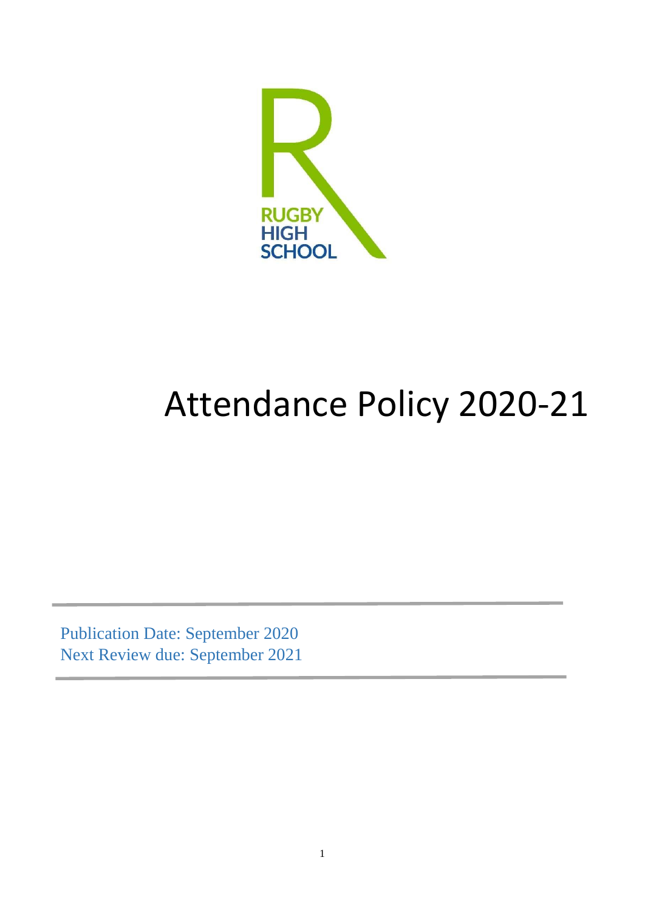RUGBY HIGH SCHOOL

# Attendance Policy 2020-21

Publication Date: September 2020
Next Review due: September 2021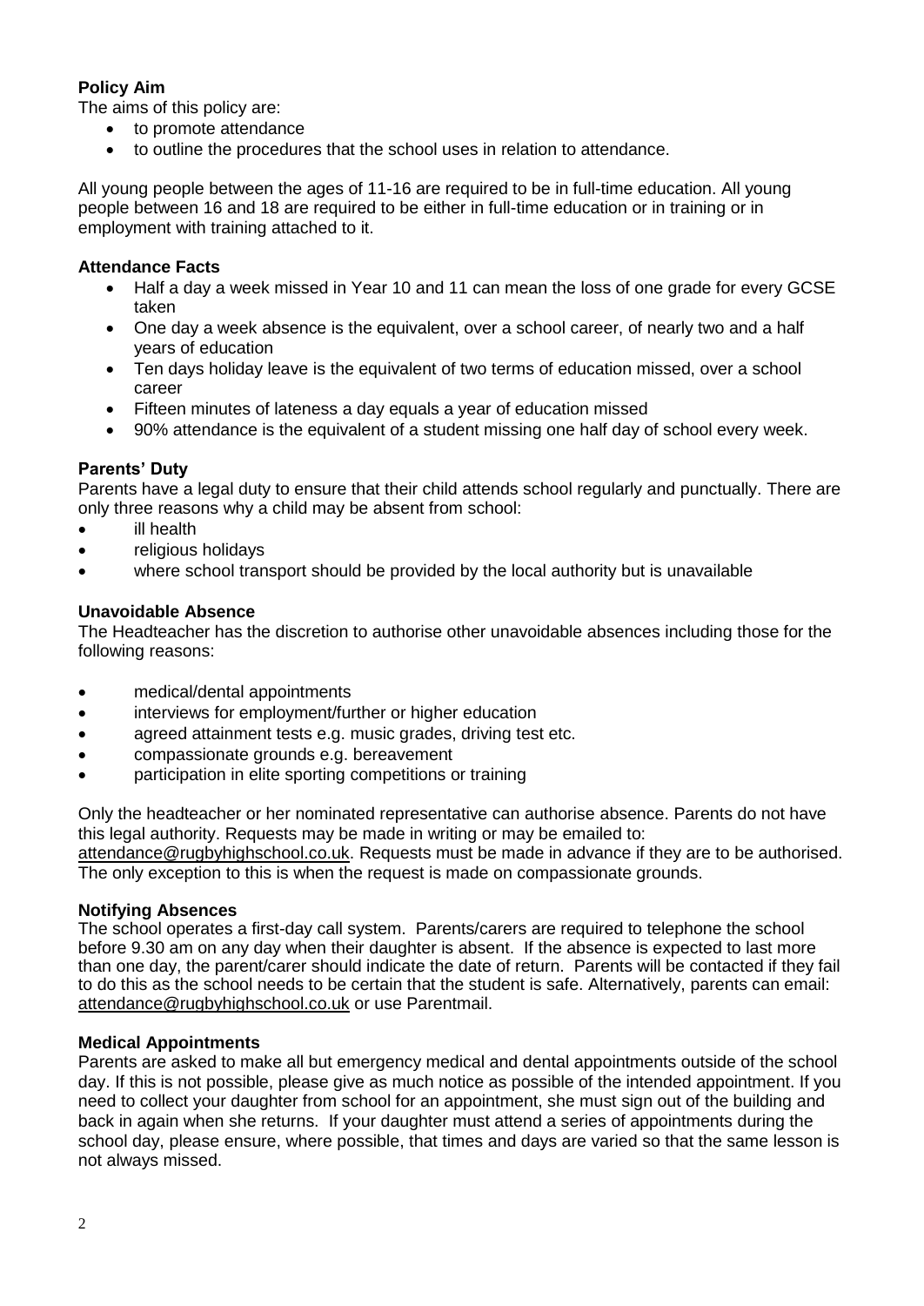**Policy Aim**

The aims of this policy are:

- to promote attendance
- to outline the procedures that the school uses in relation to attendance.

All young people between the ages of 11-16 are required to be in full-time education. All young people between 16 and 18 are required to be either in full-time education or in training or in employment with training attached to it.

**Attendance Facts**

- Half a day a week missed in Year 10 and 11 can mean the loss of one grade for every GCSE taken
- One day a week absence is the equivalent, over a school career, of nearly two and a half years of education
- Ten days holiday leave is the equivalent of two terms of education missed, over a school career
- Fifteen minutes of lateness a day equals a year of education missed
- 90% attendance is the equivalent of a student missing one half day of school every week.

**Parents' Duty**

Parents have a legal duty to ensure that their child attends school regularly and punctually. There are only three reasons why a child may be absent from school:

- ill health
- religious holidays
- where school transport should be provided by the local authority but is unavailable

**Unavoidable Absence**

The Headteacher has the discretion to authorise other unavoidable absences including those for the following reasons:

- medical/dental appointments
- interviews for employment/further or higher education
- agreed attainment tests e.g. music grades, driving test etc.
- compassionate grounds e.g. bereavement
- participation in elite sporting competitions or training

Only the headteacher or her nominated representative can authorise absence. Parents do not have this legal authority. Requests may be made in writing or may be emailed to: attendance@rugbyhighschool.co.uk. Requests must be made in advance if they are to be authorised. The only exception to this is when the request is made on compassionate grounds.

**Notifying Absences**

The school operates a first-day call system. Parents/carers are required to telephone the school before 9.30 am on any day when their daughter is absent. If the absence is expected to last more than one day, the parent/carer should indicate the date of return. Parents will be contacted if they fail to do this as the school needs to be certain that the student is safe. Alternatively, parents can email: attendance@rugbyhighschool.co.uk or use Parentmail.

**Medical Appointments**

Parents are asked to make all but emergency medical and dental appointments outside of the school day. If this is not possible, please give as much notice as possible of the intended appointment. If you need to collect your daughter from school for an appointment, she must sign out of the building and back in again when she returns. If your daughter must attend a series of appointments during the school day, please ensure, where possible, that times and days are varied so that the same lesson is not always missed.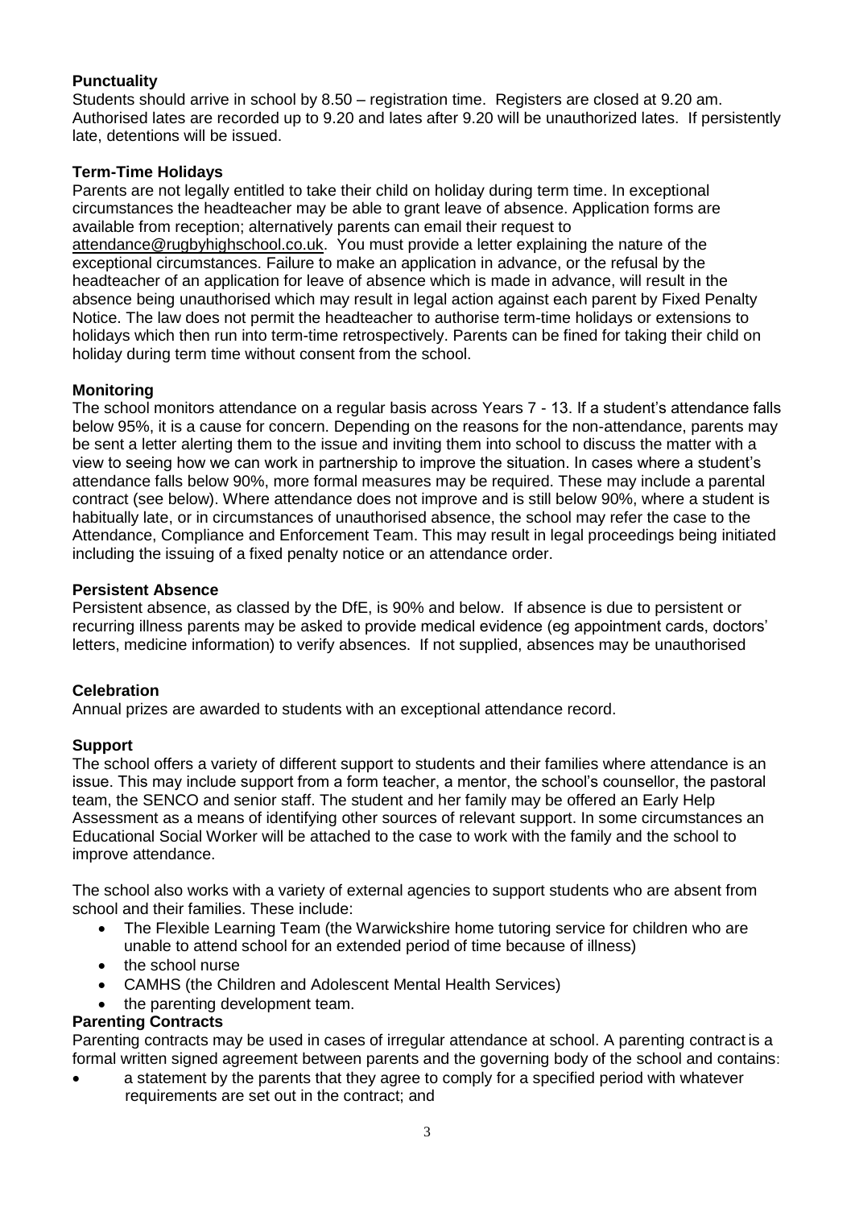### Punctuality

Students should arrive in school by 8.50 – registration time. Registers are closed at 9.20 am. Authorised lates are recorded up to 9.20 and lates after 9.20 will be unauthorized lates. If persistently late, detentions will be issued.

### Term-Time Holidays

Parents are not legally entitled to take their child on holiday during term time. In exceptional circumstances the headteacher may be able to grant leave of absence. Application forms are available from reception; alternatively parents can email their request to attendance@rugbyhighschool.co.uk. You must provide a letter explaining the nature of the exceptional circumstances. Failure to make an application in advance, or the refusal by the headteacher of an application for leave of absence which is made in advance, will result in the absence being unauthorised which may result in legal action against each parent by Fixed Penalty Notice. The law does not permit the headteacher to authorise term-time holidays or extensions to holidays which then run into term-time retrospectively. Parents can be fined for taking their child on holiday during term time without consent from the school.

### Monitoring

The school monitors attendance on a regular basis across Years 7 - 13. If a student's attendance falls below 95%, it is a cause for concern. Depending on the reasons for the non-attendance, parents may be sent a letter alerting them to the issue and inviting them into school to discuss the matter with a view to seeing how we can work in partnership to improve the situation. In cases where a student's attendance falls below 90%, more formal measures may be required. These may include a parental contract (see below). Where attendance does not improve and is still below 90%, where a student is habitually late, or in circumstances of unauthorised absence, the school may refer the case to the Attendance, Compliance and Enforcement Team. This may result in legal proceedings being initiated including the issuing of a fixed penalty notice or an attendance order.

### Persistent Absence

Persistent absence, as classed by the DfE, is 90% and below. If absence is due to persistent or recurring illness parents may be asked to provide medical evidence (eg appointment cards, doctors' letters, medicine information) to verify absences. If not supplied, absences may be unauthorised

### Celebration

Annual prizes are awarded to students with an exceptional attendance record.

### Support

The school offers a variety of different support to students and their families where attendance is an issue. This may include support from a form teacher, a mentor, the school's counsellor, the pastoral team, the SENCO and senior staff. The student and her family may be offered an Early Help Assessment as a means of identifying other sources of relevant support. In some circumstances an Educational Social Worker will be attached to the case to work with the family and the school to improve attendance.

The school also works with a variety of external agencies to support students who are absent from school and their families. These include:

- The Flexible Learning Team (the Warwickshire home tutoring service for children who are unable to attend school for an extended period of time because of illness)
- the school nurse
- CAMHS (the Children and Adolescent Mental Health Services)
- the parenting development team.

### Parenting Contracts

Parenting contracts may be used in cases of irregular attendance at school. A parenting contract is a formal written signed agreement between parents and the governing body of the school and contains:

- a statement by the parents that they agree to comply for a specified period with whatever requirements are set out in the contract; and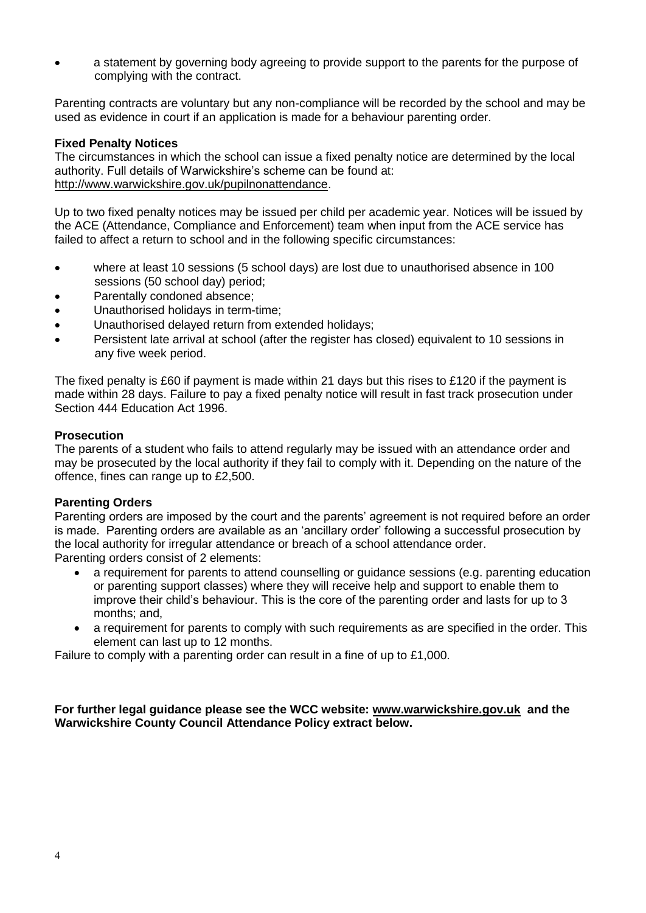- a statement by governing body agreeing to provide support to the parents for the purpose of complying with the contract.

Parenting contracts are voluntary but any non-compliance will be recorded by the school and may be used as evidence in court if an application is made for a behaviour parenting order.

**Fixed Penalty Notices**

The circumstances in which the school can issue a fixed penalty notice are determined by the local authority. Full details of Warwickshire's scheme can be found at: http://www.warwickshire.gov.uk/pupilnonattendance.

Up to two fixed penalty notices may be issued per child per academic year. Notices will be issued by the ACE (Attendance, Compliance and Enforcement) team when input from the ACE service has failed to affect a return to school and in the following specific circumstances:

- where at least 10 sessions (5 school days) are lost due to unauthorised absence in 100 sessions (50 school day) period;
- Parentally condoned absence;
- Unauthorised holidays in term-time;
- Unauthorised delayed return from extended holidays;
- Persistent late arrival at school (after the register has closed) equivalent to 10 sessions in any five week period.

The fixed penalty is £60 if payment is made within 21 days but this rises to £120 if the payment is made within 28 days. Failure to pay a fixed penalty notice will result in fast track prosecution under Section 444 Education Act 1996.

**Prosecution**

The parents of a student who fails to attend regularly may be issued with an attendance order and may be prosecuted by the local authority if they fail to comply with it. Depending on the nature of the offence, fines can range up to £2,500.

**Parenting Orders**

Parenting orders are imposed by the court and the parents' agreement is not required before an order is made. Parenting orders are available as an 'ancillary order' following a successful prosecution by the local authority for irregular attendance or breach of a school attendance order.
Parenting orders consist of 2 elements:

- a requirement for parents to attend counselling or guidance sessions (e.g. parenting education or parenting support classes) where they will receive help and support to enable them to improve their child's behaviour. This is the core of the parenting order and lasts for up to 3 months; and,
- a requirement for parents to comply with such requirements as are specified in the order. This element can last up to 12 months.

Failure to comply with a parenting order can result in a fine of up to £1,000.

**For further legal guidance please see the WCC website: www.warwickshire.gov.uk and the Warwickshire County Council Attendance Policy extract below.**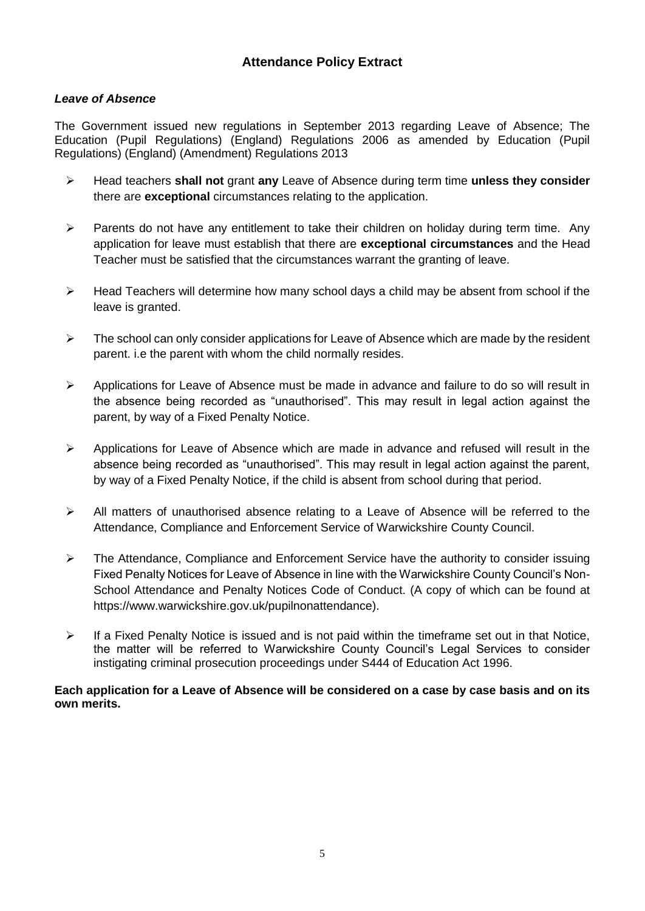## Attendance Policy Extract

### *Leave of Absence*

The Government issued new regulations in September 2013 regarding Leave of Absence; The Education (Pupil Regulations) (England) Regulations 2006 as amended by Education (Pupil Regulations) (England) (Amendment) Regulations 2013

- Head teachers **shall not** grant **any** Leave of Absence during term time **unless they consider** there are **exceptional** circumstances relating to the application.
- Parents do not have any entitlement to take their children on holiday during term time. Any application for leave must establish that there are **exceptional circumstances** and the Head Teacher must be satisfied that the circumstances warrant the granting of leave.
- Head Teachers will determine how many school days a child may be absent from school if the leave is granted.
- The school can only consider applications for Leave of Absence which are made by the resident parent. i.e the parent with whom the child normally resides.
- Applications for Leave of Absence must be made in advance and failure to do so will result in the absence being recorded as "unauthorised". This may result in legal action against the parent, by way of a Fixed Penalty Notice.
- Applications for Leave of Absence which are made in advance and refused will result in the absence being recorded as "unauthorised". This may result in legal action against the parent, by way of a Fixed Penalty Notice, if the child is absent from school during that period.
- All matters of unauthorised absence relating to a Leave of Absence will be referred to the Attendance, Compliance and Enforcement Service of Warwickshire County Council.
- The Attendance, Compliance and Enforcement Service have the authority to consider issuing Fixed Penalty Notices for Leave of Absence in line with the Warwickshire County Council's Non-School Attendance and Penalty Notices Code of Conduct. (A copy of which can be found at https://www.warwickshire.gov.uk/pupilnonattendance).
- If a Fixed Penalty Notice is issued and is not paid within the timeframe set out in that Notice, the matter will be referred to Warwickshire County Council's Legal Services to consider instigating criminal prosecution proceedings under S444 of Education Act 1996.

**Each application for a Leave of Absence will be considered on a case by case basis and on its own merits.**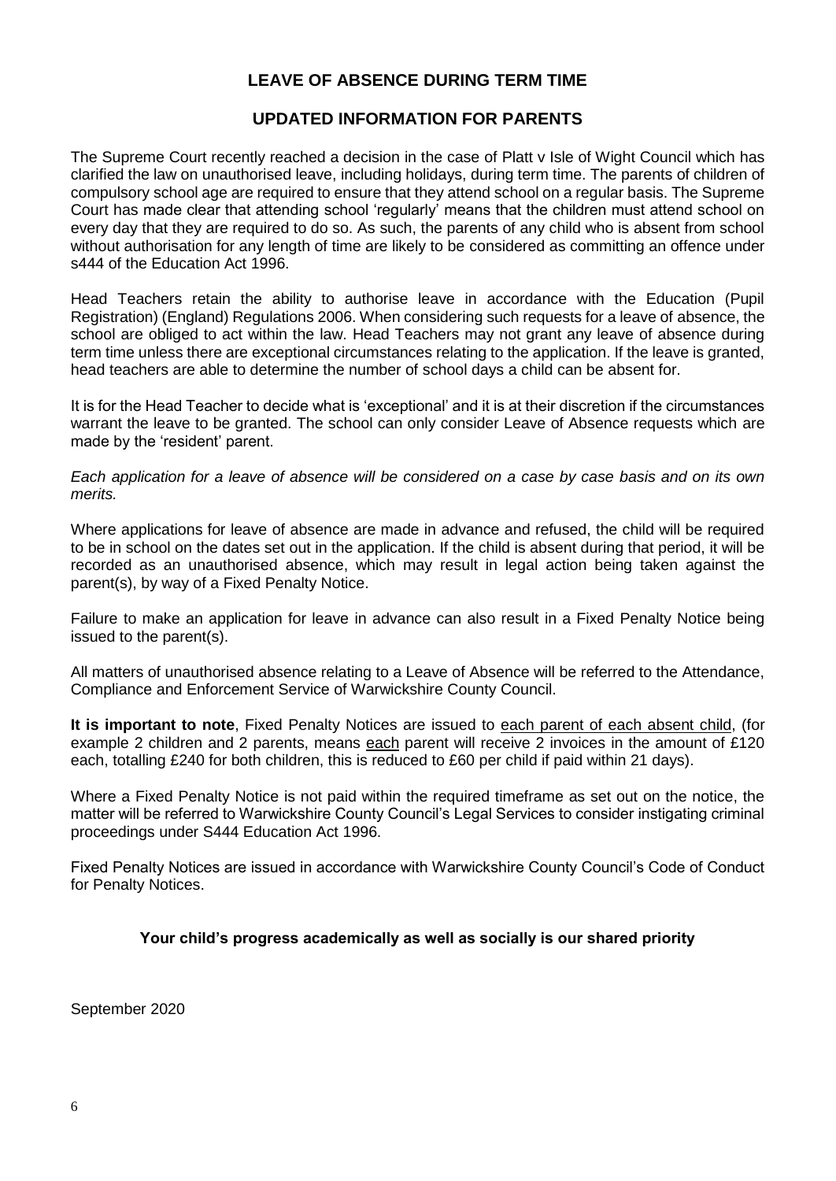# LEAVE OF ABSENCE DURING TERM TIME

## UPDATED INFORMATION FOR PARENTS

The Supreme Court recently reached a decision in the case of Platt v Isle of Wight Council which has clarified the law on unauthorised leave, including holidays, during term time. The parents of children of compulsory school age are required to ensure that they attend school on a regular basis. The Supreme Court has made clear that attending school 'regularly' means that the children must attend school on every day that they are required to do so. As such, the parents of any child who is absent from school without authorisation for any length of time are likely to be considered as committing an offence under s444 of the Education Act 1996.

Head Teachers retain the ability to authorise leave in accordance with the Education (Pupil Registration) (England) Regulations 2006. When considering such requests for a leave of absence, the school are obliged to act within the law. Head Teachers may not grant any leave of absence during term time unless there are exceptional circumstances relating to the application. If the leave is granted, head teachers are able to determine the number of school days a child can be absent for.

It is for the Head Teacher to decide what is 'exceptional' and it is at their discretion if the circumstances warrant the leave to be granted. The school can only consider Leave of Absence requests which are made by the 'resident' parent.

*Each application for a leave of absence will be considered on a case by case basis and on its own merits.*

Where applications for leave of absence are made in advance and refused, the child will be required to be in school on the dates set out in the application. If the child is absent during that period, it will be recorded as an unauthorised absence, which may result in legal action being taken against the parent(s), by way of a Fixed Penalty Notice.

Failure to make an application for leave in advance can also result in a Fixed Penalty Notice being issued to the parent(s).

All matters of unauthorised absence relating to a Leave of Absence will be referred to the Attendance, Compliance and Enforcement Service of Warwickshire County Council.

**It is important to note**, Fixed Penalty Notices are issued to each parent of each absent child, (for example 2 children and 2 parents, means each parent will receive 2 invoices in the amount of £120 each, totalling £240 for both children, this is reduced to £60 per child if paid within 21 days).

Where a Fixed Penalty Notice is not paid within the required timeframe as set out on the notice, the matter will be referred to Warwickshire County Council's Legal Services to consider instigating criminal proceedings under S444 Education Act 1996.

Fixed Penalty Notices are issued in accordance with Warwickshire County Council's Code of Conduct for Penalty Notices.

**Your child's progress academically as well as socially is our shared priority**

September 2020